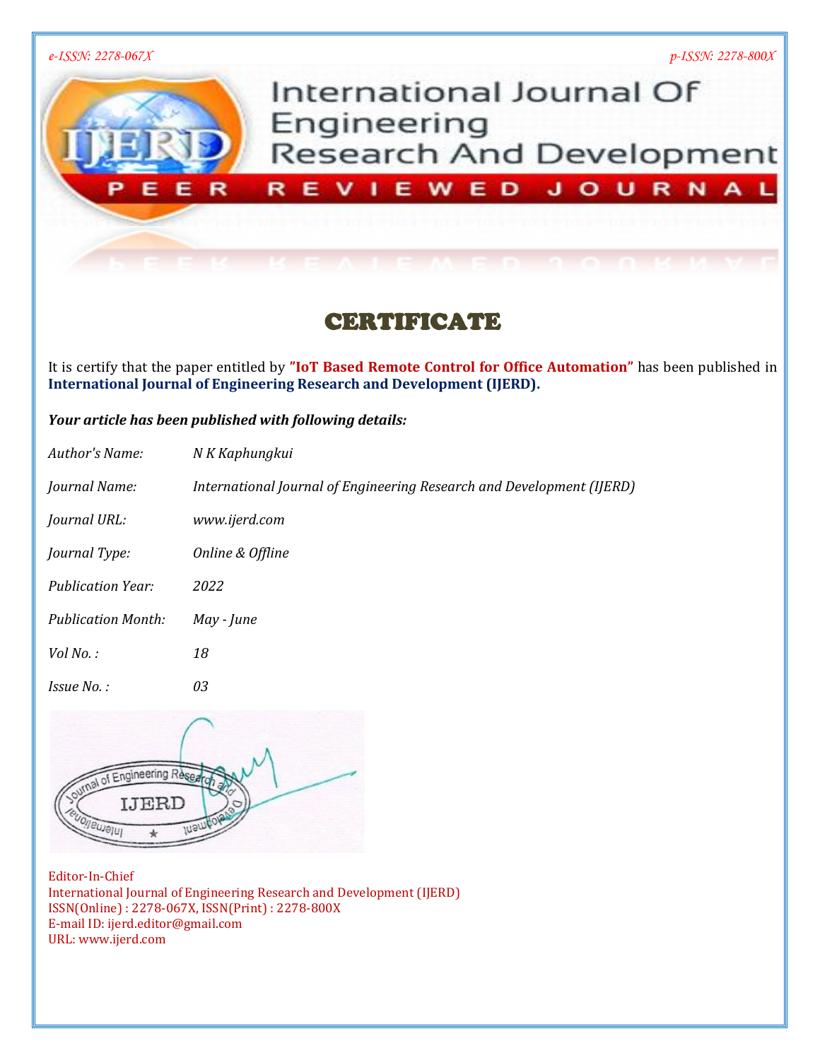e-ISSN: 2278-067X

p-ISSN: 2278-800X

# International Journal Of Engineering Research And Development

PEER REVIEWED JOURNAL

## CERTIFICATE

It is certify that the paper entitled by **"IoT Based Remote Control for Office Automation"** has been published in **International Journal of Engineering Research and Development (IJERD).**

***Your article has been published with following details:***

| | |
|---|---|
| *Author's Name:* | *N K Kaphungkui* |
| *Journal Name:* | *International Journal of Engineering Research and Development (IJERD)* |
| *Journal URL:* | *www.ijerd.com* |
| *Journal Type:* | *Online & Offline* |
| *Publication Year:* | *2022* |
| *Publication Month:* | *May - June* |
| *Vol No. :* | *18* |
| *Issue No. :* | *03* |

Editor-In-Chief
International Journal of Engineering Research and Development (IJERD)
ISSN(Online) : 2278-067X, ISSN(Print) : 2278-800X
E-mail ID: ijerd.editor@gmail.com
URL: www.ijerd.com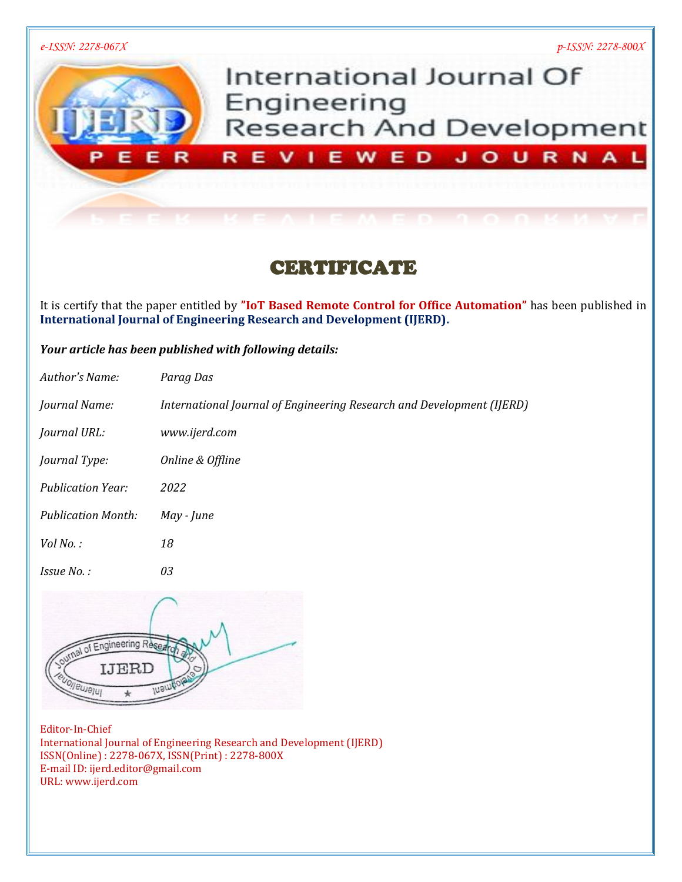e-ISSN: 2278-067X

p-ISSN: 2278-800X

# International Journal Of Engineering Research And Development

PEER REVIEWED JOURNAL

# CERTIFICATE

It is certify that the paper entitled by **"IoT Based Remote Control for Office Automation"** has been published in **International Journal of Engineering Research and Development (IJERD).**

***Your article has been published with following details:***

| | |
|---|---|
| *Author's Name:* | *Parag Das* |
| *Journal Name:* | *International Journal of Engineering Research and Development (IJERD)* |
| *Journal URL:* | *www.ijerd.com* |
| *Journal Type:* | *Online & Offline* |
| *Publication Year:* | *2022* |
| *Publication Month:* | *May - June* |
| *Vol No. :* | *18* |
| *Issue No. :* | *03* |

Editor-In-Chief
International Journal of Engineering Research and Development (IJERD)
ISSN(Online) : 2278-067X, ISSN(Print) : 2278-800X
E-mail ID: ijerd.editor@gmail.com
URL: www.ijerd.com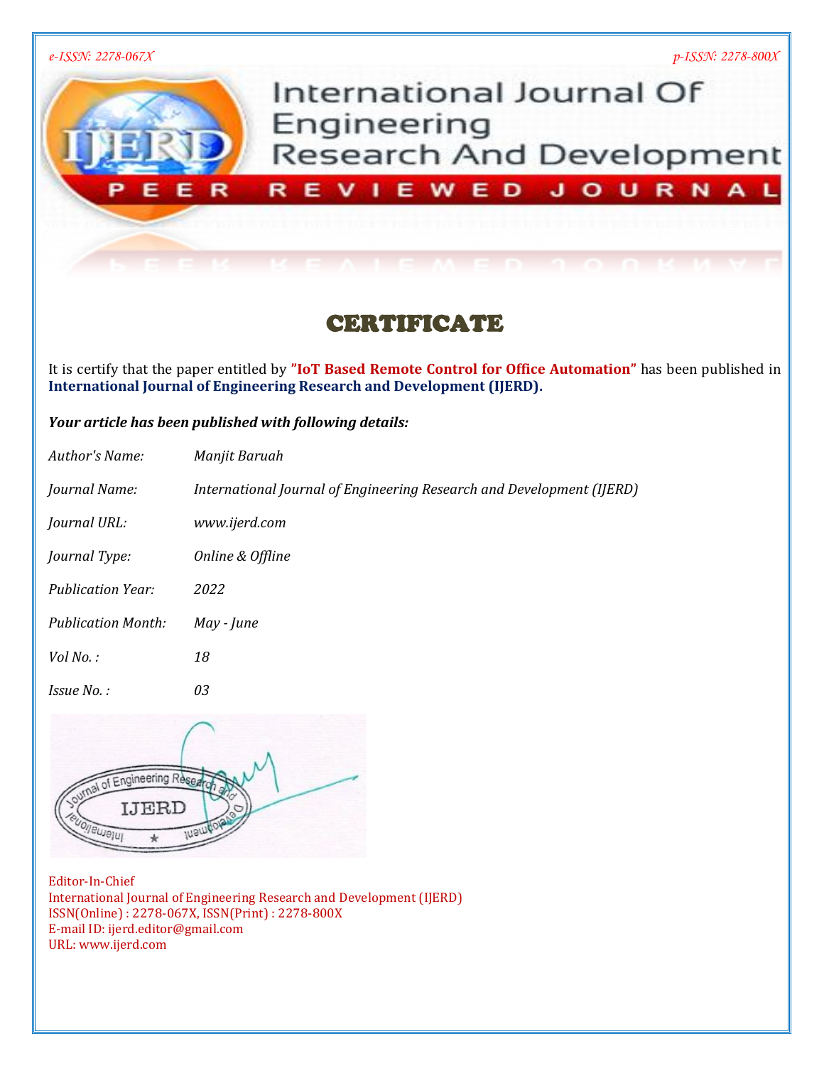e-ISSN: 2278-067X p-ISSN: 2278-800X

# International Journal Of Engineering Research And Development

PEER REVIEWED JOURNAL

# CERTIFICATE

It is certify that the paper entitled by **"IoT Based Remote Control for Office Automation"** has been published in **International Journal of Engineering Research and Development (IJERD).**

***Your article has been published with following details:***

| | |
|---|---|
| *Author's Name:* | *Manjit Baruah* |
| *Journal Name:* | *International Journal of Engineering Research and Development (IJERD)* |
| *Journal URL:* | *www.ijerd.com* |
| *Journal Type:* | *Online & Offline* |
| *Publication Year:* | *2022* |
| *Publication Month:* | *May - June* |
| *Vol No. :* | *18* |
| *Issue No. :* | *03* |

Editor-In-Chief
International Journal of Engineering Research and Development (IJERD)
ISSN(Online) : 2278-067X, ISSN(Print) : 2278-800X
E-mail ID: ijerd.editor@gmail.com
URL: www.ijerd.com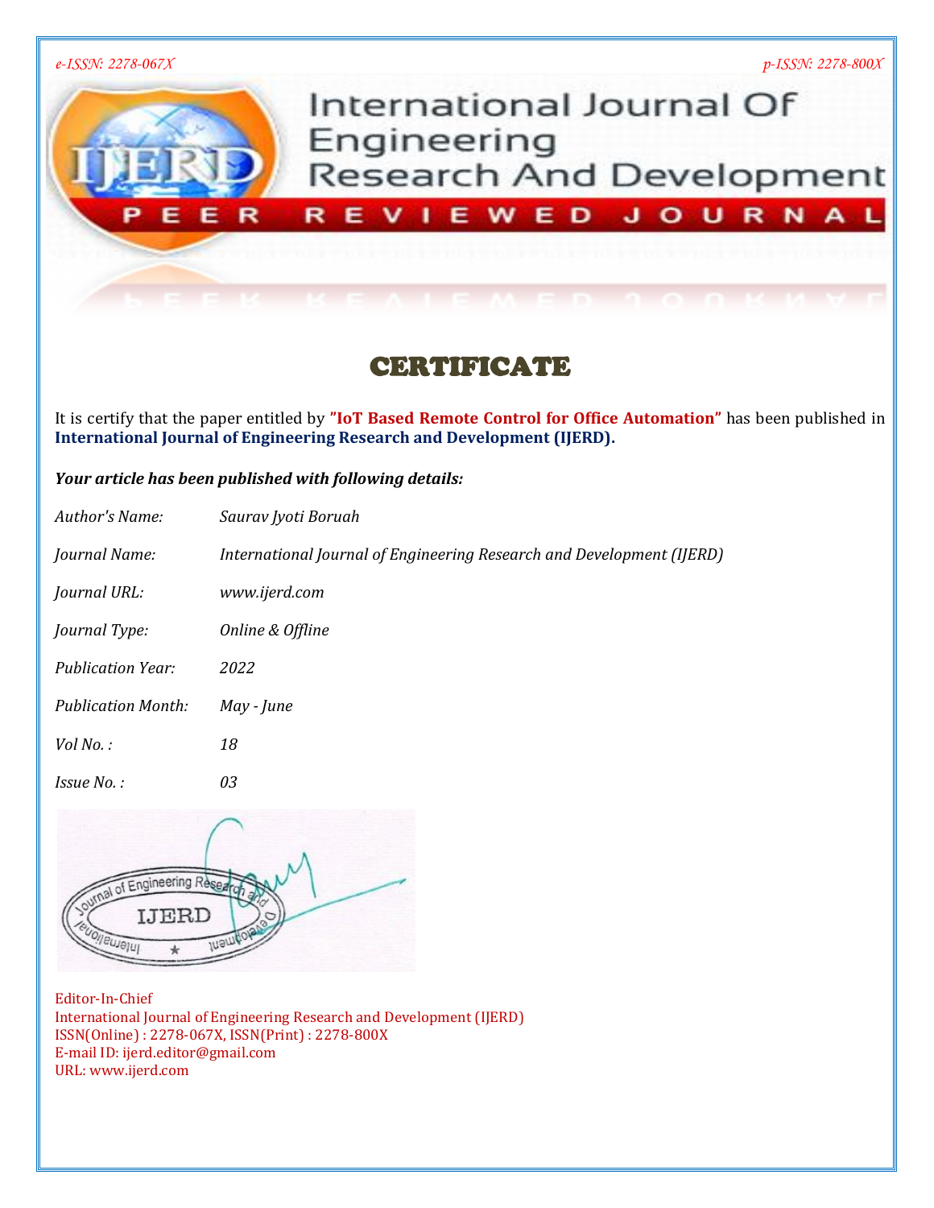e-ISSN: 2278-067X

p-ISSN: 2278-800X

International Journal Of Engineering Research And Development

PEER REVIEWED JOURNAL

# CERTIFICATE

It is certify that the paper entitled by **"IoT Based Remote Control for Office Automation"** has been published in **International Journal of Engineering Research and Development (IJERD).**

***Your article has been published with following details:***

| | |
|---|---|
| *Author's Name:* | *Saurav Jyoti Boruah* |
| *Journal Name:* | *International Journal of Engineering Research and Development (IJERD)* |
| *Journal URL:* | *www.ijerd.com* |
| *Journal Type:* | *Online & Offline* |
| *Publication Year:* | *2022* |
| *Publication Month:* | *May - June* |
| *Vol No. :* | *18* |
| *Issue No. :* | *03* |

Editor-In-Chief
International Journal of Engineering Research and Development (IJERD)
ISSN(Online) : 2278-067X, ISSN(Print) : 2278-800X
E-mail ID: ijerd.editor@gmail.com
URL: www.ijerd.com